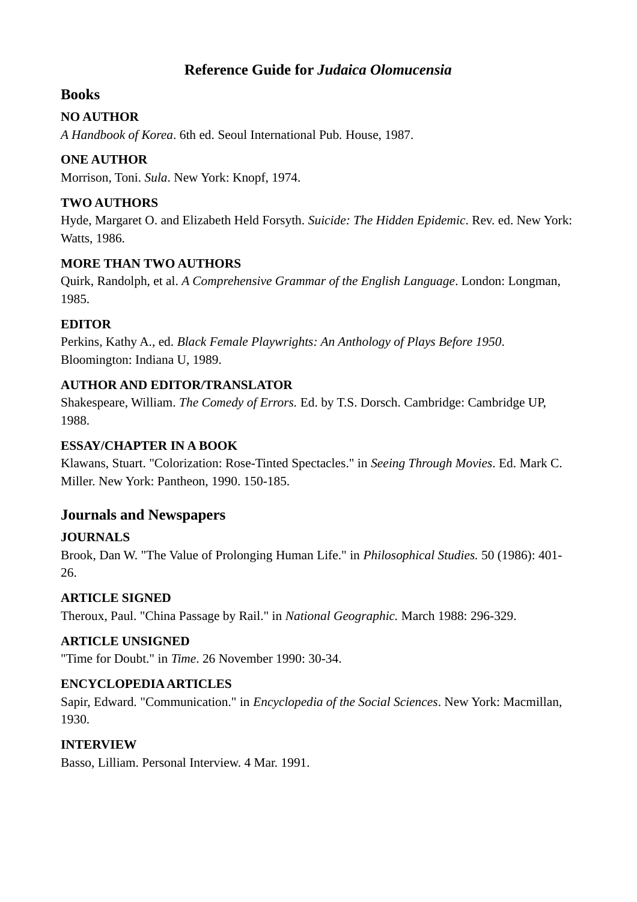# Reference Guide for *Judaica Olomucensia*

## Books

**NO AUTHOR**

*A Handbook of Korea*. 6th ed. Seoul International Pub. House, 1987.

**ONE AUTHOR**

Morrison, Toni. *Sula*. New York: Knopf, 1974.

**TWO AUTHORS**

Hyde, Margaret O. and Elizabeth Held Forsyth. *Suicide: The Hidden Epidemic*. Rev. ed. New York: Watts, 1986.

**MORE THAN TWO AUTHORS**

Quirk, Randolph, et al. *A Comprehensive Grammar of the English Language*. London: Longman, 1985.

**EDITOR**

Perkins, Kathy A., ed. *Black Female Playwrights: An Anthology of Plays Before 1950*. Bloomington: Indiana U, 1989.

**AUTHOR AND EDITOR/TRANSLATOR**

Shakespeare, William. *The Comedy of Errors.* Ed. by T.S. Dorsch. Cambridge: Cambridge UP, 1988.

**ESSAY/CHAPTER IN A BOOK**

Klawans, Stuart. "Colorization: Rose-Tinted Spectacles." in *Seeing Through Movies*. Ed. Mark C. Miller. New York: Pantheon, 1990. 150-185.

## Journals and Newspapers

**JOURNALS**

Brook, Dan W. "The Value of Prolonging Human Life." in *Philosophical Studies.* 50 (1986): 401-26.

**ARTICLE SIGNED**

Theroux, Paul. "China Passage by Rail." in *National Geographic.* March 1988: 296-329.

**ARTICLE UNSIGNED**

"Time for Doubt." in *Time*. 26 November 1990: 30-34.

**ENCYCLOPEDIA ARTICLES**

Sapir, Edward. "Communication." in *Encyclopedia of the Social Sciences*. New York: Macmillan, 1930.

**INTERVIEW**

Basso, Lilliam. Personal Interview. 4 Mar. 1991.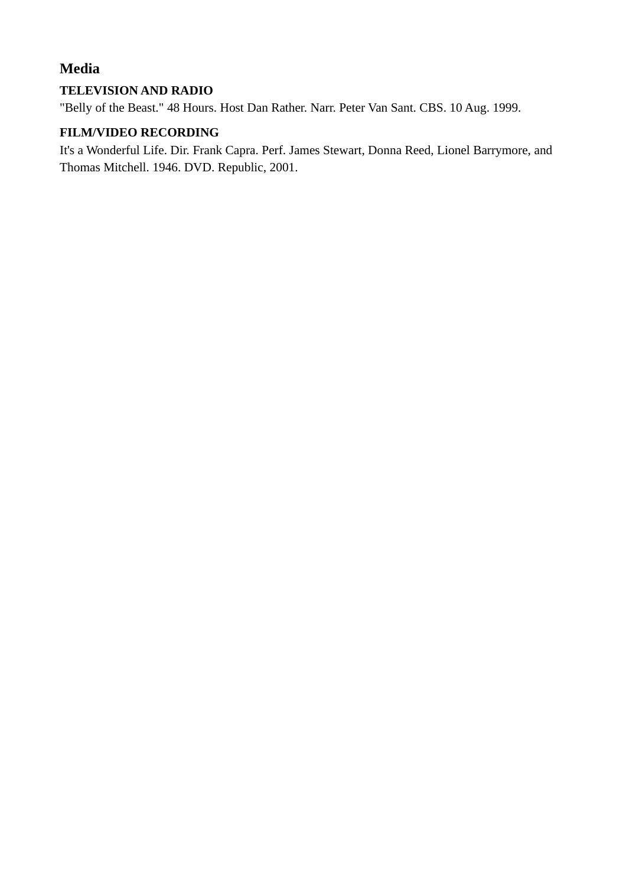## Media

### TELEVISION AND RADIO

"Belly of the Beast." 48 Hours. Host Dan Rather. Narr. Peter Van Sant. CBS. 10 Aug. 1999.

### FILM/VIDEO RECORDING

It's a Wonderful Life. Dir. Frank Capra. Perf. James Stewart, Donna Reed, Lionel Barrymore, and Thomas Mitchell. 1946. DVD. Republic, 2001.